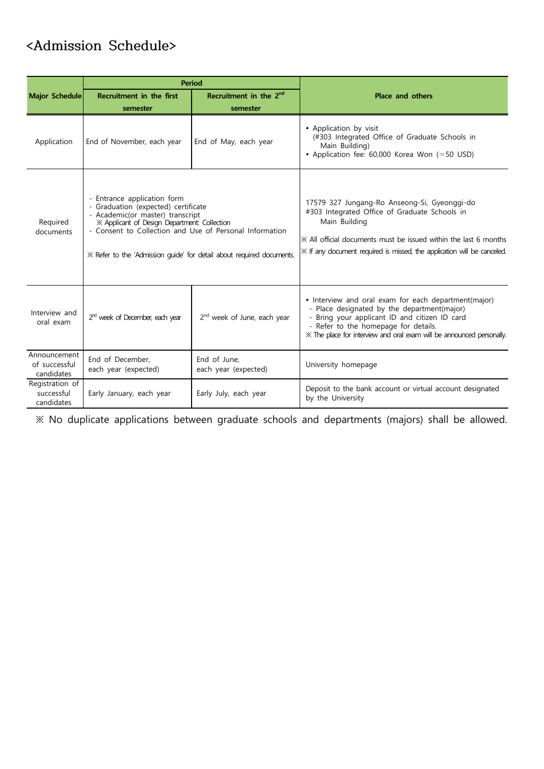# <Admission Schedule>

| Major Schedule | Period | | Place and others |
|---|---|---|---|
| | Recruitment in the first semester | Recruitment in the 2nd semester | |
| Application | End of November, each year | End of May, each year | • Application by visit (#303 Integrated Office of Graduate Schools in Main Building)<br>• Application fee: 60,000 Korea Won (≃50 USD) |
| Required documents | - Entrance application form<br>- Graduation (expected) certificate<br>- Academic(or master) transcript<br>※ Applicant of Design Department: Collection<br>- Consent to Collection and Use of Personal Information<br><br>※ Refer to the 'Admission guide' for detail about required documents. | | 17579 327 Jungang-Ro Anseong-Si, Gyeonggi-do<br>#303 Integrated Office of Graduate Schools in Main Building<br><br>※ All official documents must be issued within the last 6 months<br>※ If any document required is missed, the application will be canceled. |
| Interview and oral exam | 2nd week of December, each year | 2nd week of June, each year | • Interview and oral exam for each department(major)<br>- Place designated by the department(major)<br>- Bring your applicant ID and citizen ID card<br>- Refer to the homepage for details.<br>※ The place for interview and oral exam will be announced personally. |
| Announcement of successful candidates | End of December, each year (expected) | End of June, each year (expected) | University homepage |
| Registration of successful candidates | Early January, each year | Early July, each year | Deposit to the bank account or virtual account designated by the University |

※ No duplicate applications between graduate schools and departments (majors) shall be allowed.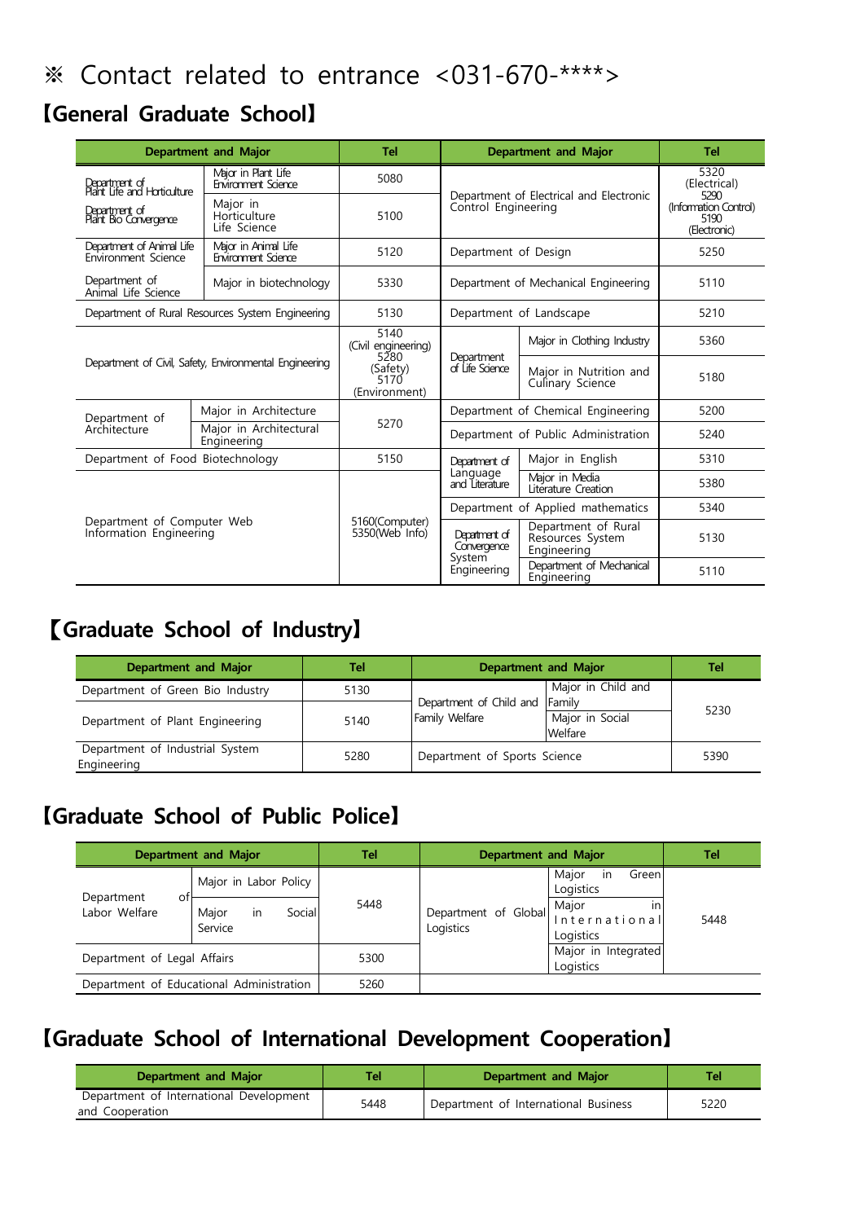# ※ Contact related to entrance <031-670-****>

## 【General Graduate School】

| Department and Major | | Tel | Department and Major | | Tel |
|---|---|---|---|---|---|
| Department of Plant Life and Horticulture / Department of Plant Bio Convergence | Major in Plant Life Environment Science | 5080 | Department of Electrical and Electronic Control Engineering | | 5320 (Electrical) 5290 (Information Control) 5190 (Electronic) |
| | Major in Horticulture Life Science | 5100 | | | |
| Department of Animal Life Environment Science | Major in Animal Life Environment Science | 5120 | Department of Design | | 5250 |
| Department of Animal Life Science | Major in biotechnology | 5330 | Department of Mechanical Engineering | | 5110 |
| Department of Rural Resources System Engineering | | 5130 | Department of Landscape | | 5210 |
| Department of Civil, Safety, Environmental Engineering | | 5140 (Civil engineering) 5280 (Safety) 5170 (Environment) | Department of Life Science | Major in Clothing Industry | 5360 |
| | | | | Major in Nutrition and Culinary Science | 5180 |
| Department of Architecture | Major in Architecture | 5270 | Department of Chemical Engineering | | 5200 |
| | Major in Architectural Engineering | | Department of Public Administration | | 5240 |
| Department of Food Biotechnology | | 5150 | Department of Language and Literature | Major in English | 5310 |
| Department of Computer Web Information Engineering | | 5160(Computer) 5350(Web Info) | | Major in Media Literature Creation | 5380 |
| | | | Department of Applied mathematics | | 5340 |
| | | | Department of Convergence System Engineering | Department of Rural Resources System Engineering | 5130 |
| | | | | Department of Mechanical Engineering | 5110 |

## 【Graduate School of Industry】

| Department and Major | Tel | Department and Major | | Tel |
|---|---|---|---|---|
| Department of Green Bio Industry | 5130 | Department of Child and Family Welfare | Major in Child and Family | 5230 |
| Department of Plant Engineering | 5140 | | Major in Social Welfare | |
| Department of Industrial System Engineering | 5280 | Department of Sports Science | | 5390 |

## 【Graduate School of Public Police】

| Department and Major | | Tel | Department and Major | | Tel |
|---|---|---|---|---|---|
| Department of Labor Welfare | Major in Labor Policy | 5448 | Department of Global Logistics | Major in Green Logistics | 5448 |
| | Major in Social Service | | | Major in International Logistics | |
| Department of Legal Affairs | | 5300 | | Major in Integrated Logistics | |
| Department of Educational Administration | | 5260 | | | |

## 【Graduate School of International Development Cooperation】

| Department and Major | Tel | Department and Major | Tel |
|---|---|---|---|
| Department of International Development and Cooperation | 5448 | Department of International Business | 5220 |